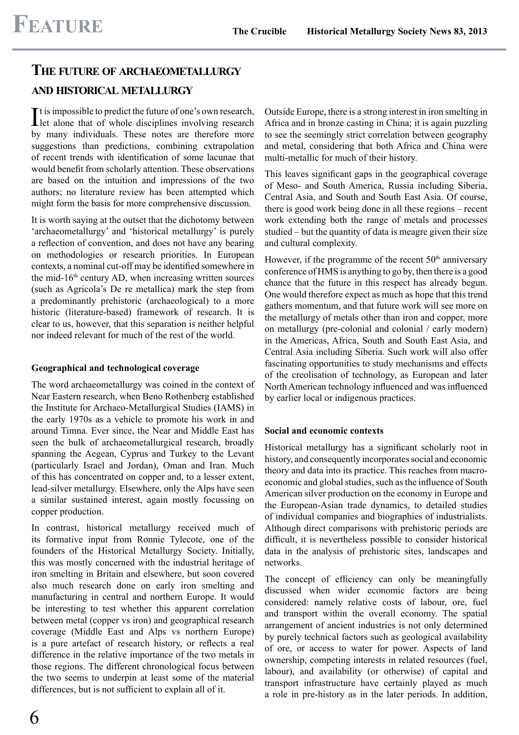# The future of archaeometallurgy and historical metallurgy

It is impossible to predict the future of one's own research, let alone that of whole disciplines involving research by many individuals. These notes are therefore more suggestions than predictions, combining extrapolation of recent trends with identification of some lacunae that would benefit from scholarly attention. These observations are based on the intuition and impressions of the two authors; no literature review has been attempted which might form the basis for more comprehensive discussion.

It is worth saying at the outset that the dichotomy between 'archaeometallurgy' and 'historical metallurgy' is purely a reflection of convention, and does not have any bearing on methodologies or research priorities. In European contexts, a nominal cut-off may be identified somewhere in the mid-16th century AD, when increasing written sources (such as Agricola's De re metallica) mark the step from a predominantly prehistoric (archaeological) to a more historic (literature-based) framework of research. It is clear to us, however, that this separation is neither helpful nor indeed relevant for much of the rest of the world.

### Geographical and technological coverage

The word archaeometallurgy was coined in the context of Near Eastern research, when Beno Rothenberg established the Institute for Archaeo-Metallurgical Studies (IAMS) in the early 1970s as a vehicle to promote his work in and around Timna. Ever since, the Near and Middle East has seen the bulk of archaeometallurgical research, broadly spanning the Aegean, Cyprus and Turkey to the Levant (particularly Israel and Jordan), Oman and Iran. Much of this has concentrated on copper and, to a lesser extent, lead-silver metallurgy. Elsewhere, only the Alps have seen a similar sustained interest, again mostly focussing on copper production.

In contrast, historical metallurgy received much of its formative input from Ronnie Tylecote, one of the founders of the Historical Metallurgy Society. Initially, this was mostly concerned with the industrial heritage of iron smelting in Britain and elsewhere, but soon covered also much research done on early iron smelting and manufacturing in central and northern Europe. It would be interesting to test whether this apparent correlation between metal (copper vs iron) and geographical research coverage (Middle East and Alps vs northern Europe) is a pure artefact of research history, or reflects a real difference in the relative importance of the two metals in those regions. The different chronological focus between the two seems to underpin at least some of the material differences, but is not sufficient to explain all of it.

Outside Europe, there is a strong interest in iron smelting in Africa and in bronze casting in China; it is again puzzling to see the seemingly strict correlation between geography and metal, considering that both Africa and China were multi-metallic for much of their history.

This leaves significant gaps in the geographical coverage of Meso- and South America, Russia including Siberia, Central Asia, and South and South East Asia. Of course, there is good work being done in all these regions – recent work extending both the range of metals and processes studied – but the quantity of data is meagre given their size and cultural complexity.

However, if the programme of the recent 50th anniversary conference of HMS is anything to go by, then there is a good chance that the future in this respect has already begun. One would therefore expect as much as hope that this trend gathers momentum, and that future work will see more on the metallurgy of metals other than iron and copper, more on metallurgy (pre-colonial and colonial / early modern) in the Americas, Africa, South and South East Asia, and Central Asia including Siberia. Such work will also offer fascinating opportunities to study mechanisms and effects of the creolisation of technology, as European and later North American technology influenced and was influenced by earlier local or indigenous practices.

### Social and economic contexts

Historical metallurgy has a significant scholarly root in history, and consequently incorporates social and economic theory and data into its practice. This reaches from macro-economic and global studies, such as the influence of South American silver production on the economy in Europe and the European-Asian trade dynamics, to detailed studies of individual companies and biographies of industrialists. Although direct comparisons with prehistoric periods are difficult, it is nevertheless possible to consider historical data in the analysis of prehistoric sites, landscapes and networks.

The concept of efficiency can only be meaningfully discussed when wider economic factors are being considered: namely relative costs of labour, ore, fuel and transport within the overall economy. The spatial arrangement of ancient industries is not only determined by purely technical factors such as geological availability of ore, or access to water for power. Aspects of land ownership, competing interests in related resources (fuel, labour), and availability (or otherwise) of capital and transport infrastructure have certainly played as much a role in pre-history as in the later periods. In addition,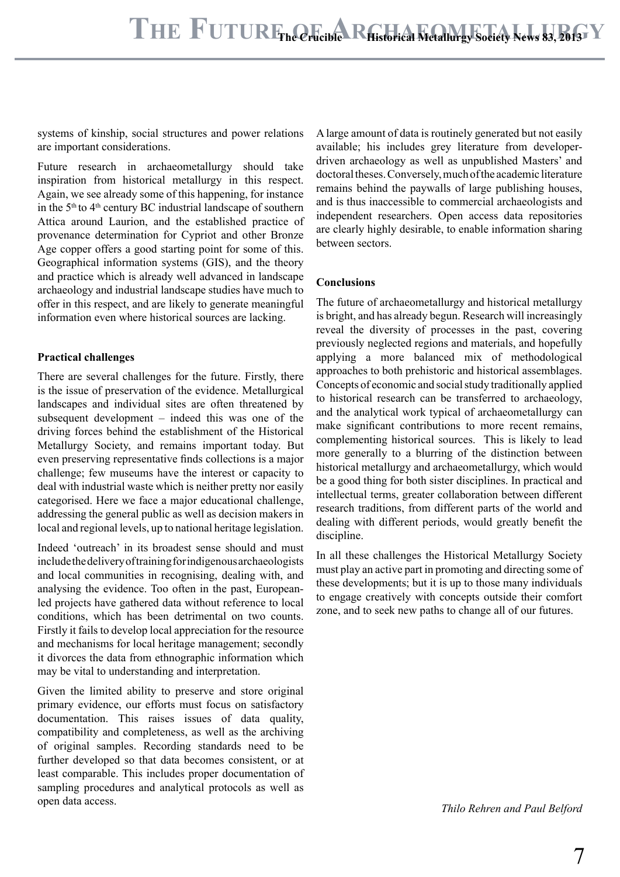systems of kinship, social structures and power relations are important considerations.

Future research in archaeometallurgy should take inspiration from historical metallurgy in this respect. Again, we see already some of this happening, for instance in the 5th to 4th century BC industrial landscape of southern Attica around Laurion, and the established practice of provenance determination for Cypriot and other Bronze Age copper offers a good starting point for some of this. Geographical information systems (GIS), and the theory and practice which is already well advanced in landscape archaeology and industrial landscape studies have much to offer in this respect, and are likely to generate meaningful information even where historical sources are lacking.

**Practical challenges**

There are several challenges for the future. Firstly, there is the issue of preservation of the evidence. Metallurgical landscapes and individual sites are often threatened by subsequent development – indeed this was one of the driving forces behind the establishment of the Historical Metallurgy Society, and remains important today. But even preserving representative finds collections is a major challenge; few museums have the interest or capacity to deal with industrial waste which is neither pretty nor easily categorised. Here we face a major educational challenge, addressing the general public as well as decision makers in local and regional levels, up to national heritage legislation.

Indeed 'outreach' in its broadest sense should and must include the delivery of training for indigenous archaeologists and local communities in recognising, dealing with, and analysing the evidence. Too often in the past, European-led projects have gathered data without reference to local conditions, which has been detrimental on two counts. Firstly it fails to develop local appreciation for the resource and mechanisms for local heritage management; secondly it divorces the data from ethnographic information which may be vital to understanding and interpretation.

Given the limited ability to preserve and store original primary evidence, our efforts must focus on satisfactory documentation. This raises issues of data quality, compatibility and completeness, as well as the archiving of original samples. Recording standards need to be further developed so that data becomes consistent, or at least comparable. This includes proper documentation of sampling procedures and analytical protocols as well as open data access.

A large amount of data is routinely generated but not easily available; his includes grey literature from developer-driven archaeology as well as unpublished Masters' and doctoral theses. Conversely, much of the academic literature remains behind the paywalls of large publishing houses, and is thus inaccessible to commercial archaeologists and independent researchers. Open access data repositories are clearly highly desirable, to enable information sharing between sectors.

**Conclusions**

The future of archaeometallurgy and historical metallurgy is bright, and has already begun. Research will increasingly reveal the diversity of processes in the past, covering previously neglected regions and materials, and hopefully applying a more balanced mix of methodological approaches to both prehistoric and historical assemblages. Concepts of economic and social study traditionally applied to historical research can be transferred to archaeology, and the analytical work typical of archaeometallurgy can make significant contributions to more recent remains, complementing historical sources. This is likely to lead more generally to a blurring of the distinction between historical metallurgy and archaeometallurgy, which would be a good thing for both sister disciplines. In practical and intellectual terms, greater collaboration between different research traditions, from different parts of the world and dealing with different periods, would greatly benefit the discipline.

In all these challenges the Historical Metallurgy Society must play an active part in promoting and directing some of these developments; but it is up to those many individuals to engage creatively with concepts outside their comfort zone, and to seek new paths to change all of our futures.

*Thilo Rehren and Paul Belford*